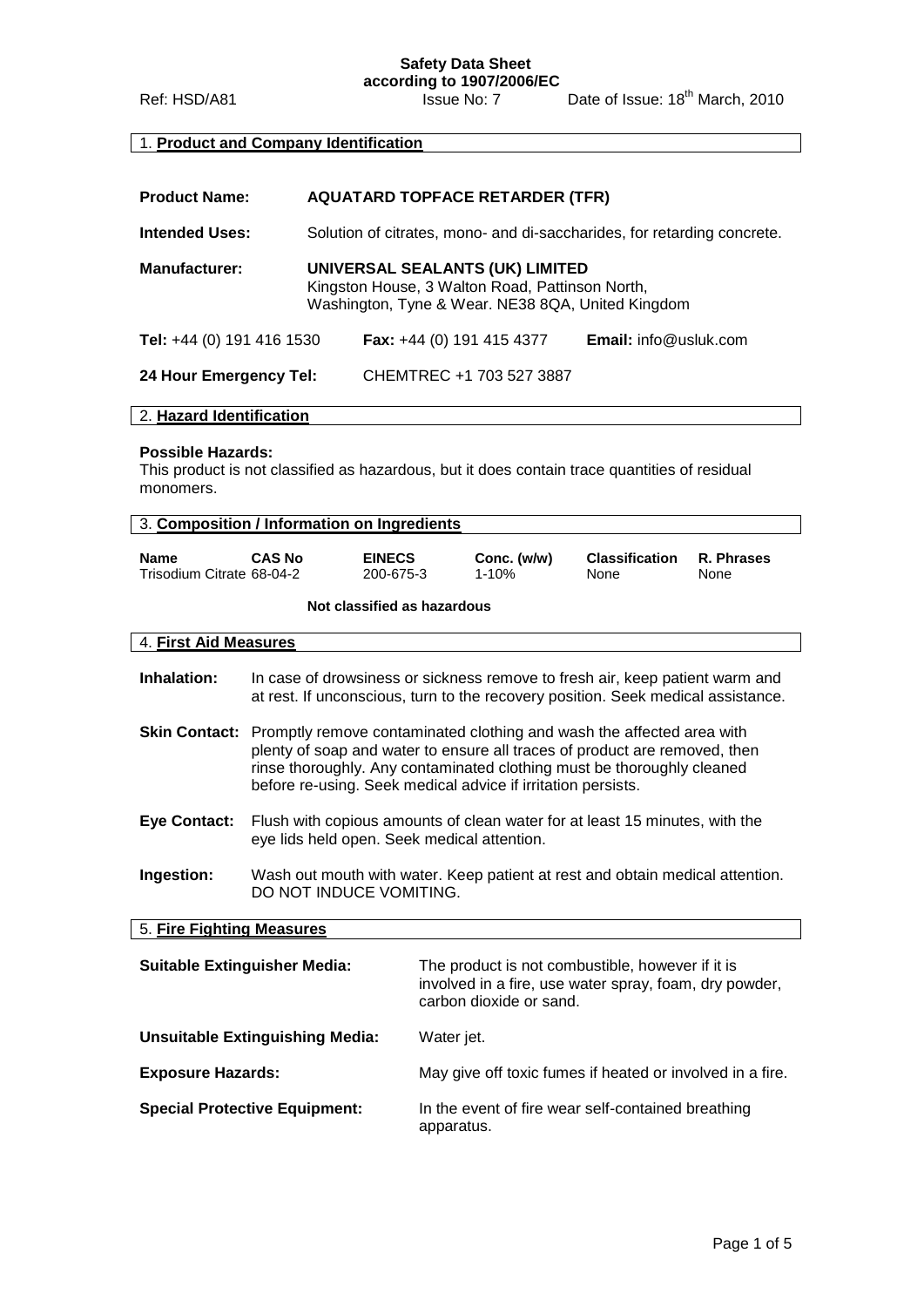**Safety Data Sheet**
**according to 1907/2006/EC**

Ref: HSD/A81 | Issue No: 7 | Date of Issue: 18th March, 2010

## 1. Product and Company Identification

**Product Name:** **AQUATARD TOPFACE RETARDER (TFR)**

**Intended Uses:** Solution of citrates, mono- and di-saccharides, for retarding concrete.

**Manufacturer:** **UNIVERSAL SEALANTS (UK) LIMITED**
Kingston House, 3 Walton Road, Pattinson North,
Washington, Tyne & Wear. NE38 8QA, United Kingdom

**Tel:** +44 (0) 191 416 1530 **Fax:** +44 (0) 191 415 4377 **Email:** info@usluk.com

**24 Hour Emergency Tel:** CHEMTREC +1 703 527 3887

## 2. Hazard Identification

**Possible Hazards:**
This product is not classified as hazardous, but it does contain trace quantities of residual monomers.

## 3. Composition / Information on Ingredients

| Name | CAS No | EINECS | Conc. (w/w) | Classification | R. Phrases |
|---|---|---|---|---|---|
| Trisodium Citrate | 68-04-2 | 200-675-3 | 1-10% | None | None |

**Not classified as hazardous**

## 4. First Aid Measures

**Inhalation:** In case of drowsiness or sickness remove to fresh air, keep patient warm and at rest. If unconscious, turn to the recovery position. Seek medical assistance.

**Skin Contact:** Promptly remove contaminated clothing and wash the affected area with plenty of soap and water to ensure all traces of product are removed, then rinse thoroughly. Any contaminated clothing must be thoroughly cleaned before re-using. Seek medical advice if irritation persists.

**Eye Contact:** Flush with copious amounts of clean water for at least 15 minutes, with the eye lids held open. Seek medical attention.

**Ingestion:** Wash out mouth with water. Keep patient at rest and obtain medical attention. DO NOT INDUCE VOMITING.

## 5. Fire Fighting Measures

**Suitable Extinguisher Media:** The product is not combustible, however if it is involved in a fire, use water spray, foam, dry powder, carbon dioxide or sand.

**Unsuitable Extinguishing Media:** Water jet.

**Exposure Hazards:** May give off toxic fumes if heated or involved in a fire.

**Special Protective Equipment:** In the event of fire wear self-contained breathing apparatus.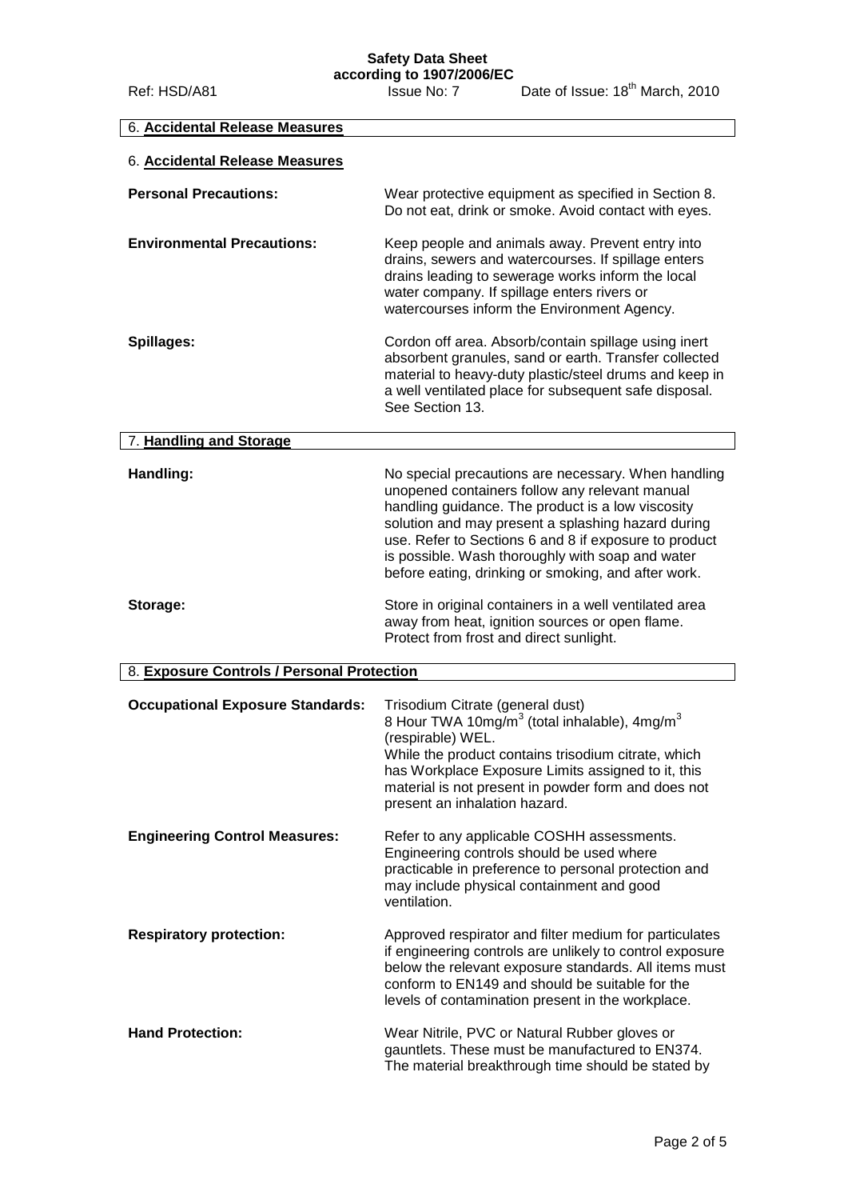## 6. Accidental Release Measures

## 6. Accidental Release Measures

**Personal Precautions:** Wear protective equipment as specified in Section 8. Do not eat, drink or smoke. Avoid contact with eyes.

**Environmental Precautions:** Keep people and animals away. Prevent entry into drains, sewers and watercourses. If spillage enters drains leading to sewerage works inform the local water company. If spillage enters rivers or watercourses inform the Environment Agency.

**Spillages:** Cordon off area. Absorb/contain spillage using inert absorbent granules, sand or earth. Transfer collected material to heavy-duty plastic/steel drums and keep in a well ventilated place for subsequent safe disposal. See Section 13.

## 7. Handling and Storage

**Handling:** No special precautions are necessary. When handling unopened containers follow any relevant manual handling guidance. The product is a low viscosity solution and may present a splashing hazard during use. Refer to Sections 6 and 8 if exposure to product is possible. Wash thoroughly with soap and water before eating, drinking or smoking, and after work.

**Storage:** Store in original containers in a well ventilated area away from heat, ignition sources or open flame. Protect from frost and direct sunlight.

## 8. Exposure Controls / Personal Protection

**Occupational Exposure Standards:** Trisodium Citrate (general dust)
8 Hour TWA 10mg/m$^3$ (total inhalable), 4mg/m$^3$ (respirable) WEL.
While the product contains trisodium citrate, which has Workplace Exposure Limits assigned to it, this material is not present in powder form and does not present an inhalation hazard.

**Engineering Control Measures:** Refer to any applicable COSHH assessments. Engineering controls should be used where practicable in preference to personal protection and may include physical containment and good ventilation.

**Respiratory protection:** Approved respirator and filter medium for particulates if engineering controls are unlikely to control exposure below the relevant exposure standards. All items must conform to EN149 and should be suitable for the levels of contamination present in the workplace.

**Hand Protection:** Wear Nitrile, PVC or Natural Rubber gloves or gauntlets. These must be manufactured to EN374. The material breakthrough time should be stated by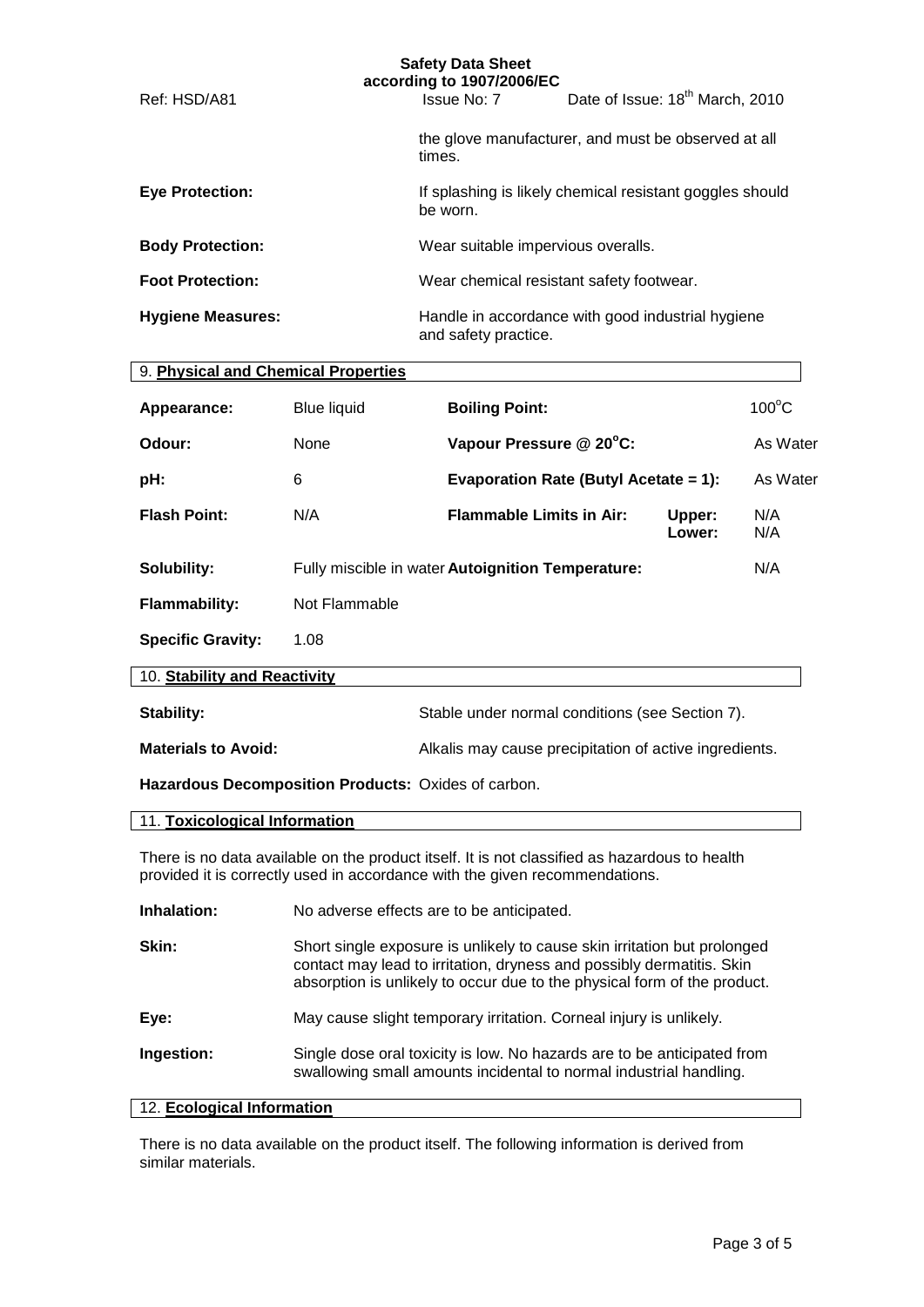the glove manufacturer, and must be observed at all times.

**Eye Protection:** If splashing is likely chemical resistant goggles should be worn.

**Body Protection:** Wear suitable impervious overalls.

**Foot Protection:** Wear chemical resistant safety footwear.

**Hygiene Measures:** Handle in accordance with good industrial hygiene and safety practice.

## 9. Physical and Chemical Properties

| | | | | |
|---|---|---|---|---|
| **Appearance:** | Blue liquid | **Boiling Point:** | | $100^{o}C$ |
| **Odour:** | None | **Vapour Pressure @ $20^{o}C$:** | | As Water |
| **pH:** | 6 | **Evaporation Rate (Butyl Acetate = 1):** | | As Water |
| **Flash Point:** | N/A | **Flammable Limits in Air:** | **Upper:** <br> **Lower:** | N/A <br> N/A |
| **Solubility:** | Fully miscible in water | **Autoignition Temperature:** | | N/A |
| **Flammability:** | Not Flammable | | | |
| **Specific Gravity:** | 1.08 | | | |

## 10. Stability and Reactivity

**Stability:** Stable under normal conditions (see Section 7).

**Materials to Avoid:** Alkalis may cause precipitation of active ingredients.

**Hazardous Decomposition Products:** Oxides of carbon.

## 11. Toxicological Information

There is no data available on the product itself. It is not classified as hazardous to health provided it is correctly used in accordance with the given recommendations.

**Inhalation:** No adverse effects are to be anticipated.

**Skin:** Short single exposure is unlikely to cause skin irritation but prolonged contact may lead to irritation, dryness and possibly dermatitis. Skin absorption is unlikely to occur due to the physical form of the product.

**Eye:** May cause slight temporary irritation. Corneal injury is unlikely.

**Ingestion:** Single dose oral toxicity is low. No hazards are to be anticipated from swallowing small amounts incidental to normal industrial handling.

## 12. Ecological Information

There is no data available on the product itself. The following information is derived from similar materials.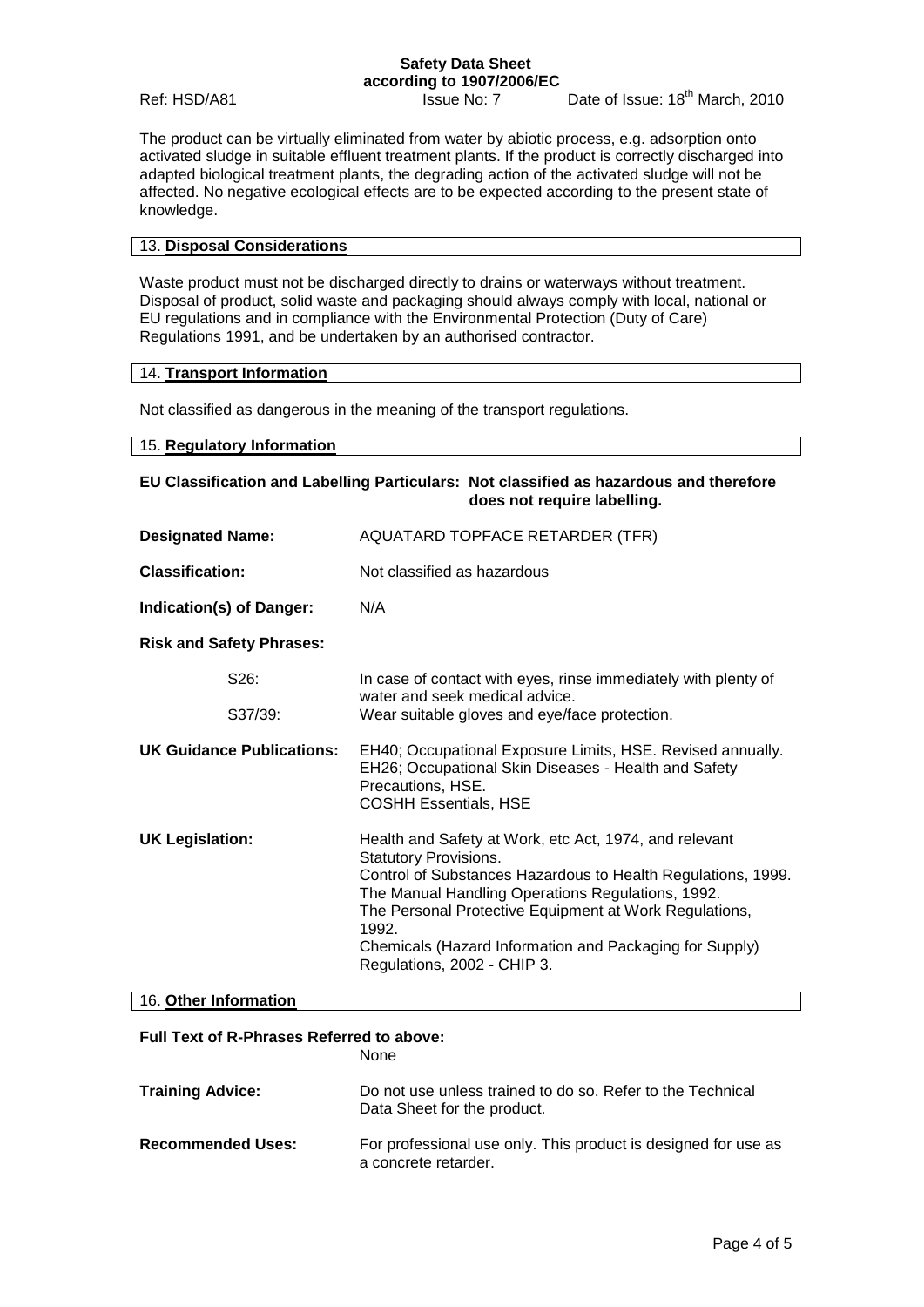The product can be virtually eliminated from water by abiotic process, e.g. adsorption onto activated sludge in suitable effluent treatment plants. If the product is correctly discharged into adapted biological treatment plants, the degrading action of the activated sludge will not be affected. No negative ecological effects are to be expected according to the present state of knowledge.

## 13. Disposal Considerations

Waste product must not be discharged directly to drains or waterways without treatment. Disposal of product, solid waste and packaging should always comply with local, national or EU regulations and in compliance with the Environmental Protection (Duty of Care) Regulations 1991, and be undertaken by an authorised contractor.

## 14. Transport Information

Not classified as dangerous in the meaning of the transport regulations.

## 15. Regulatory Information

**EU Classification and Labelling Particulars: Not classified as hazardous and therefore does not require labelling.**

**Designated Name:** AQUATARD TOPFACE RETARDER (TFR)

**Classification:** Not classified as hazardous

**Indication(s) of Danger:** N/A

**Risk and Safety Phrases:**

S26: In case of contact with eyes, rinse immediately with plenty of water and seek medical advice.

S37/39: Wear suitable gloves and eye/face protection.

**UK Guidance Publications:**
EH40; Occupational Exposure Limits, HSE. Revised annually.
EH26; Occupational Skin Diseases - Health and Safety Precautions, HSE.
COSHH Essentials, HSE

**UK Legislation:**
Health and Safety at Work, etc Act, 1974, and relevant Statutory Provisions.
Control of Substances Hazardous to Health Regulations, 1999.
The Manual Handling Operations Regulations, 1992.
The Personal Protective Equipment at Work Regulations, 1992.
Chemicals (Hazard Information and Packaging for Supply) Regulations, 2002 - CHIP 3.

## 16. Other Information

**Full Text of R-Phrases Referred to above:** None

**Training Advice:** Do not use unless trained to do so. Refer to the Technical Data Sheet for the product.

**Recommended Uses:** For professional use only. This product is designed for use as a concrete retarder.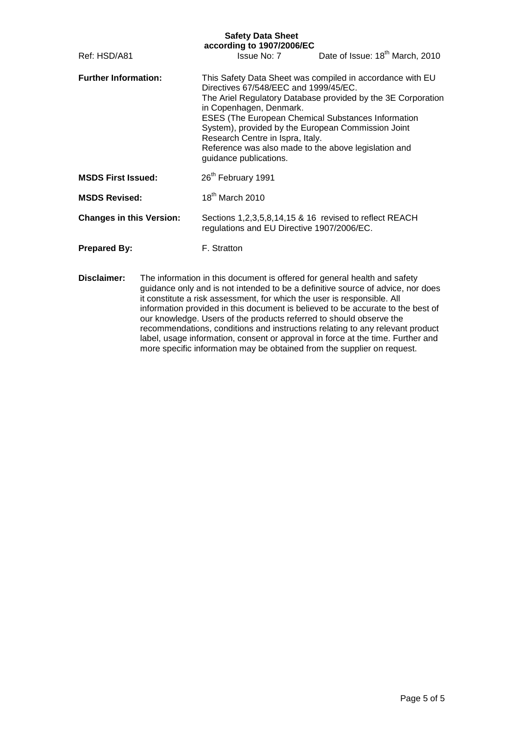**Further Information:** This Safety Data Sheet was compiled in accordance with EU Directives 67/548/EEC and 1999/45/EC.
The Ariel Regulatory Database provided by the 3E Corporation in Copenhagen, Denmark.
ESES (The European Chemical Substances Information System), provided by the European Commission Joint Research Centre in Ispra, Italy.
Reference was also made to the above legislation and guidance publications.

**MSDS First Issued:** 26th February 1991

**MSDS Revised:** 18th March 2010

**Changes in this Version:** Sections 1,2,3,5,8,14,15 & 16 revised to reflect REACH regulations and EU Directive 1907/2006/EC.

**Prepared By:** F. Stratton

**Disclaimer:** The information in this document is offered for general health and safety guidance only and is not intended to be a definitive source of advice, nor does it constitute a risk assessment, for which the user is responsible. All information provided in this document is believed to be accurate to the best of our knowledge. Users of the products referred to should observe the recommendations, conditions and instructions relating to any relevant product label, usage information, consent or approval in force at the time. Further and more specific information may be obtained from the supplier on request.